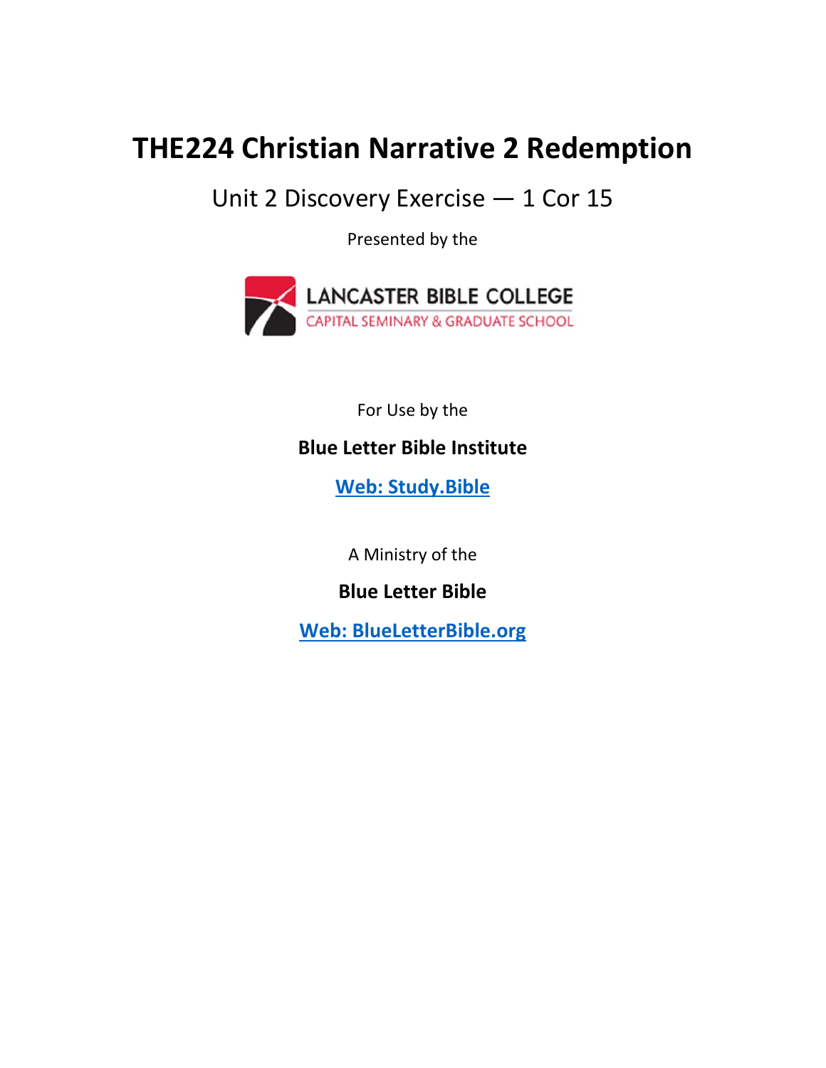# THE224 Christian Narrative 2 Redemption

## Unit 2 Discovery Exercise — 1 Cor 15

Presented by the

LANCASTER BIBLE COLLEGE
CAPITAL SEMINARY & GRADUATE SCHOOL

For Use by the

**Blue Letter Bible Institute**

**Web: Study.Bible**

A Ministry of the

**Blue Letter Bible**

**Web: BlueLetterBible.org**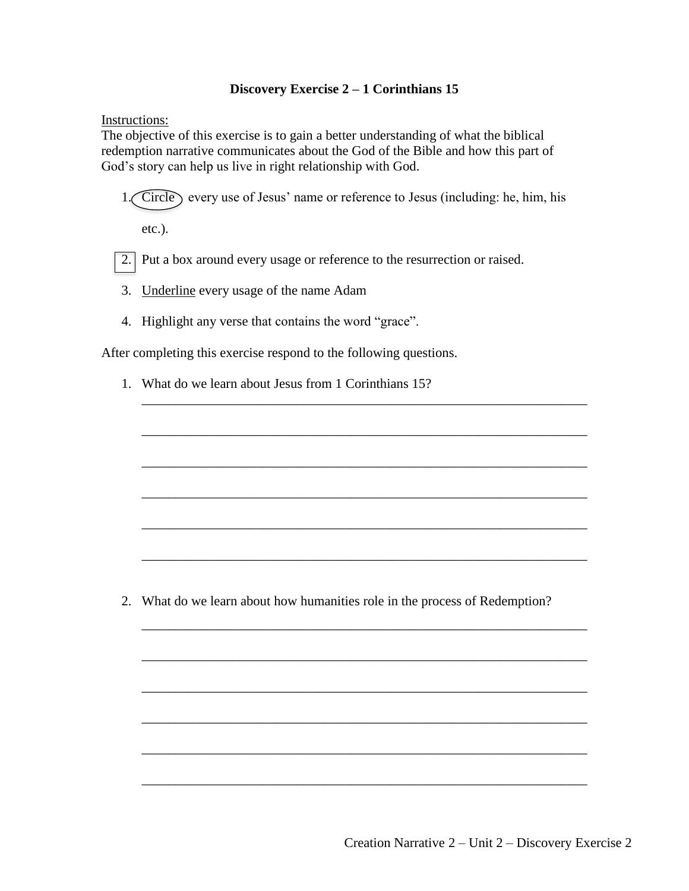**Discovery Exercise 2 – 1 Corinthians 15**

Instructions:

The objective of this exercise is to gain a better understanding of what the biblical redemption narrative communicates about the God of the Bible and how this part of God's story can help us live in right relationship with God.

1. Circle every use of Jesus' name or reference to Jesus (including: he, him, his etc.).
2. Put a box around every usage or reference to the resurrection or raised.
3. Underline every usage of the name Adam
4. Highlight any verse that contains the word "grace".

After completing this exercise respond to the following questions.

1. What do we learn about Jesus from 1 Corinthians 15?

   ____________________________________________________________________

   ____________________________________________________________________

   ____________________________________________________________________

   ____________________________________________________________________

   ____________________________________________________________________

   ____________________________________________________________________

2. What do we learn about how humanities role in the process of Redemption?

   ____________________________________________________________________

   ____________________________________________________________________

   ____________________________________________________________________

   ____________________________________________________________________

   ____________________________________________________________________

   ____________________________________________________________________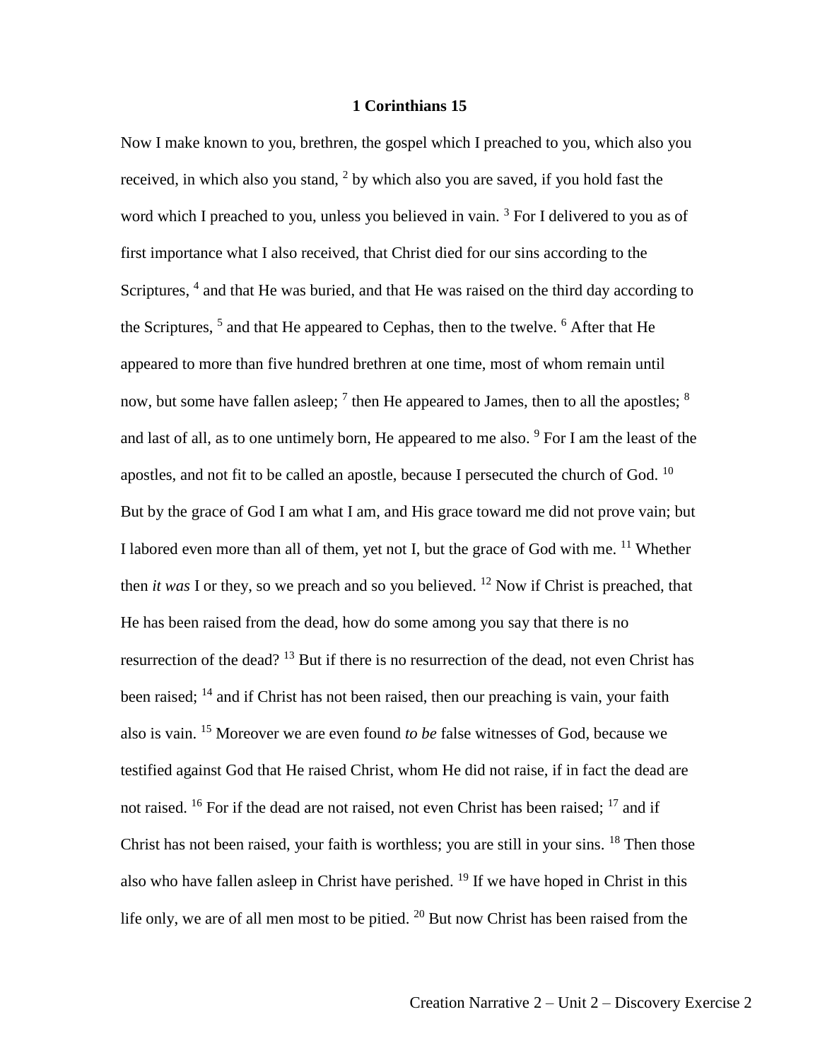**1 Corinthians 15**

Now I make known to you, brethren, the gospel which I preached to you, which also you received, in which also you stand, [2] by which also you are saved, if you hold fast the word which I preached to you, unless you believed in vain. [3] For I delivered to you as of first importance what I also received, that Christ died for our sins according to the Scriptures, [4] and that He was buried, and that He was raised on the third day according to the Scriptures, [5] and that He appeared to Cephas, then to the twelve. [6] After that He appeared to more than five hundred brethren at one time, most of whom remain until now, but some have fallen asleep; [7] then He appeared to James, then to all the apostles; [8] and last of all, as to one untimely born, He appeared to me also. [9] For I am the least of the apostles, and not fit to be called an apostle, because I persecuted the church of God. [10] But by the grace of God I am what I am, and His grace toward me did not prove vain; but I labored even more than all of them, yet not I, but the grace of God with me. [11] Whether then *it was* I or they, so we preach and so you believed. [12] Now if Christ is preached, that He has been raised from the dead, how do some among you say that there is no resurrection of the dead? [13] But if there is no resurrection of the dead, not even Christ has been raised; [14] and if Christ has not been raised, then our preaching is vain, your faith also is vain. [15] Moreover we are even found *to be* false witnesses of God, because we testified against God that He raised Christ, whom He did not raise, if in fact the dead are not raised. [16] For if the dead are not raised, not even Christ has been raised; [17] and if Christ has not been raised, your faith is worthless; you are still in your sins. [18] Then those also who have fallen asleep in Christ have perished. [19] If we have hoped in Christ in this life only, we are of all men most to be pitied. [20] But now Christ has been raised from the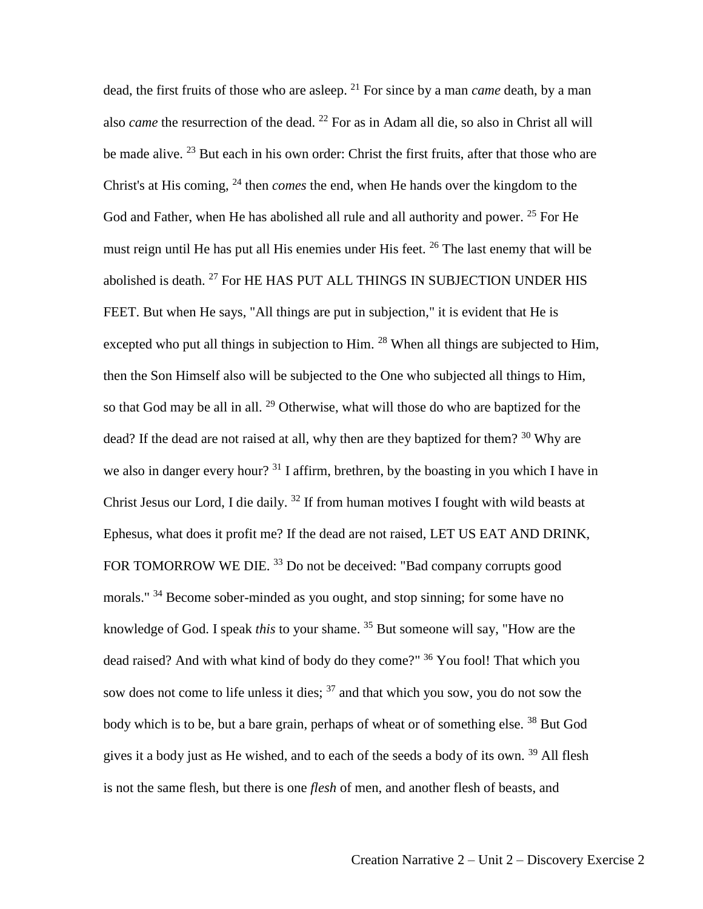dead, the first fruits of those who are asleep. [21] For since by a man *came* death, by a man also *came* the resurrection of the dead. [22] For as in Adam all die, so also in Christ all will be made alive. [23] But each in his own order: Christ the first fruits, after that those who are Christ's at His coming, [24] then *comes* the end, when He hands over the kingdom to the God and Father, when He has abolished all rule and all authority and power. [25] For He must reign until He has put all His enemies under His feet. [26] The last enemy that will be abolished is death. [27] For HE HAS PUT ALL THINGS IN SUBJECTION UNDER HIS FEET. But when He says, "All things are put in subjection," it is evident that He is excepted who put all things in subjection to Him. [28] When all things are subjected to Him, then the Son Himself also will be subjected to the One who subjected all things to Him, so that God may be all in all. [29] Otherwise, what will those do who are baptized for the dead? If the dead are not raised at all, why then are they baptized for them? [30] Why are we also in danger every hour? [31] I affirm, brethren, by the boasting in you which I have in Christ Jesus our Lord, I die daily. [32] If from human motives I fought with wild beasts at Ephesus, what does it profit me? If the dead are not raised, LET US EAT AND DRINK, FOR TOMORROW WE DIE. [33] Do not be deceived: "Bad company corrupts good morals." [34] Become sober-minded as you ought, and stop sinning; for some have no knowledge of God. I speak *this* to your shame. [35] But someone will say, "How are the dead raised? And with what kind of body do they come?" [36] You fool! That which you sow does not come to life unless it dies; [37] and that which you sow, you do not sow the body which is to be, but a bare grain, perhaps of wheat or of something else. [38] But God gives it a body just as He wished, and to each of the seeds a body of its own. [39] All flesh is not the same flesh, but there is one *flesh* of men, and another flesh of beasts, and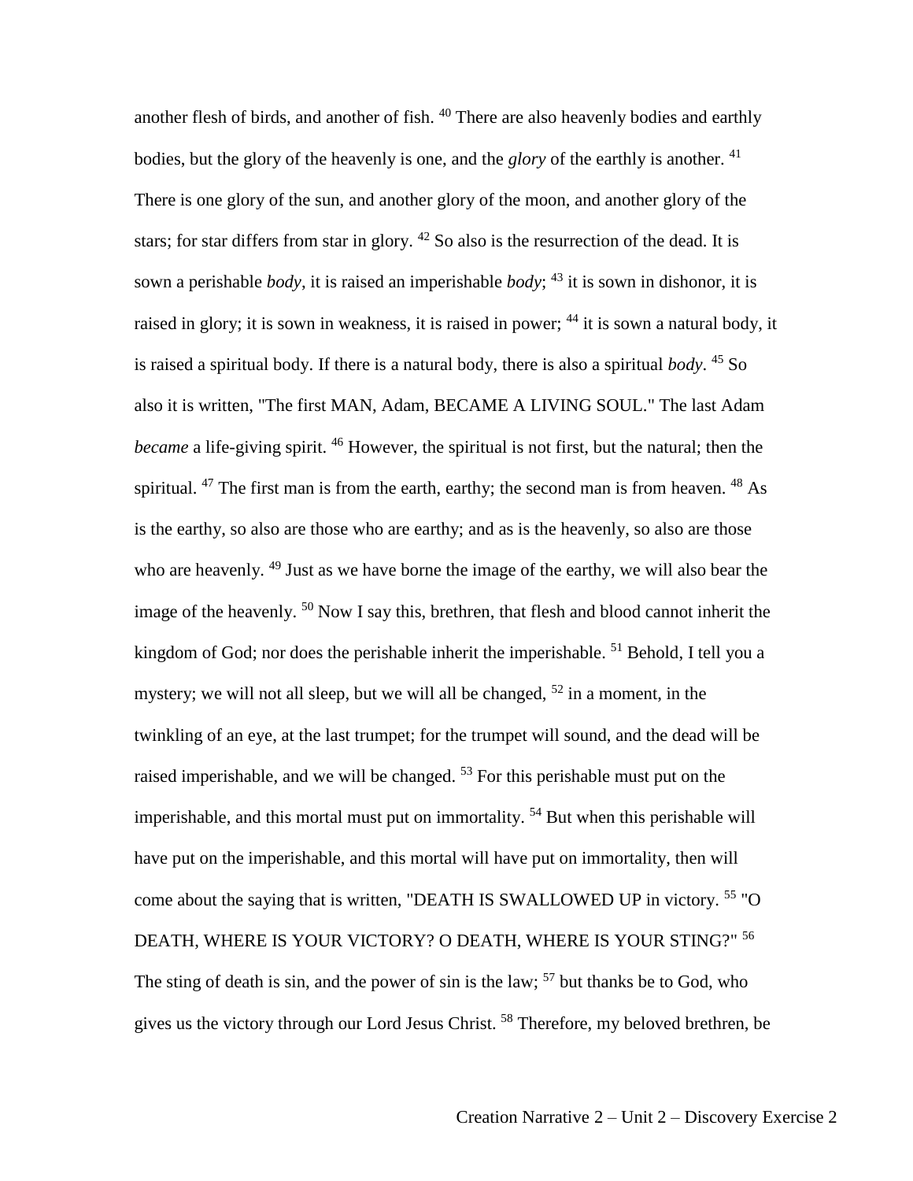another flesh of birds, and another of fish. [40] There are also heavenly bodies and earthly bodies, but the glory of the heavenly is one, and the *glory* of the earthly is another. [41] There is one glory of the sun, and another glory of the moon, and another glory of the stars; for star differs from star in glory. [42] So also is the resurrection of the dead. It is sown a perishable *body*, it is raised an imperishable *body*; [43] it is sown in dishonor, it is raised in glory; it is sown in weakness, it is raised in power; [44] it is sown a natural body, it is raised a spiritual body. If there is a natural body, there is also a spiritual *body*. [45] So also it is written, "The first MAN, Adam, BECAME A LIVING SOUL." The last Adam *became* a life-giving spirit. [46] However, the spiritual is not first, but the natural; then the spiritual. [47] The first man is from the earth, earthy; the second man is from heaven. [48] As is the earthy, so also are those who are earthy; and as is the heavenly, so also are those who are heavenly. [49] Just as we have borne the image of the earthy, we will also bear the image of the heavenly. [50] Now I say this, brethren, that flesh and blood cannot inherit the kingdom of God; nor does the perishable inherit the imperishable. [51] Behold, I tell you a mystery; we will not all sleep, but we will all be changed, [52] in a moment, in the twinkling of an eye, at the last trumpet; for the trumpet will sound, and the dead will be raised imperishable, and we will be changed. [53] For this perishable must put on the imperishable, and this mortal must put on immortality. [54] But when this perishable will have put on the imperishable, and this mortal will have put on immortality, then will come about the saying that is written, "DEATH IS SWALLOWED UP in victory. [55] "O DEATH, WHERE IS YOUR VICTORY? O DEATH, WHERE IS YOUR STING?" [56] The sting of death is sin, and the power of sin is the law; [57] but thanks be to God, who gives us the victory through our Lord Jesus Christ. [58] Therefore, my beloved brethren, be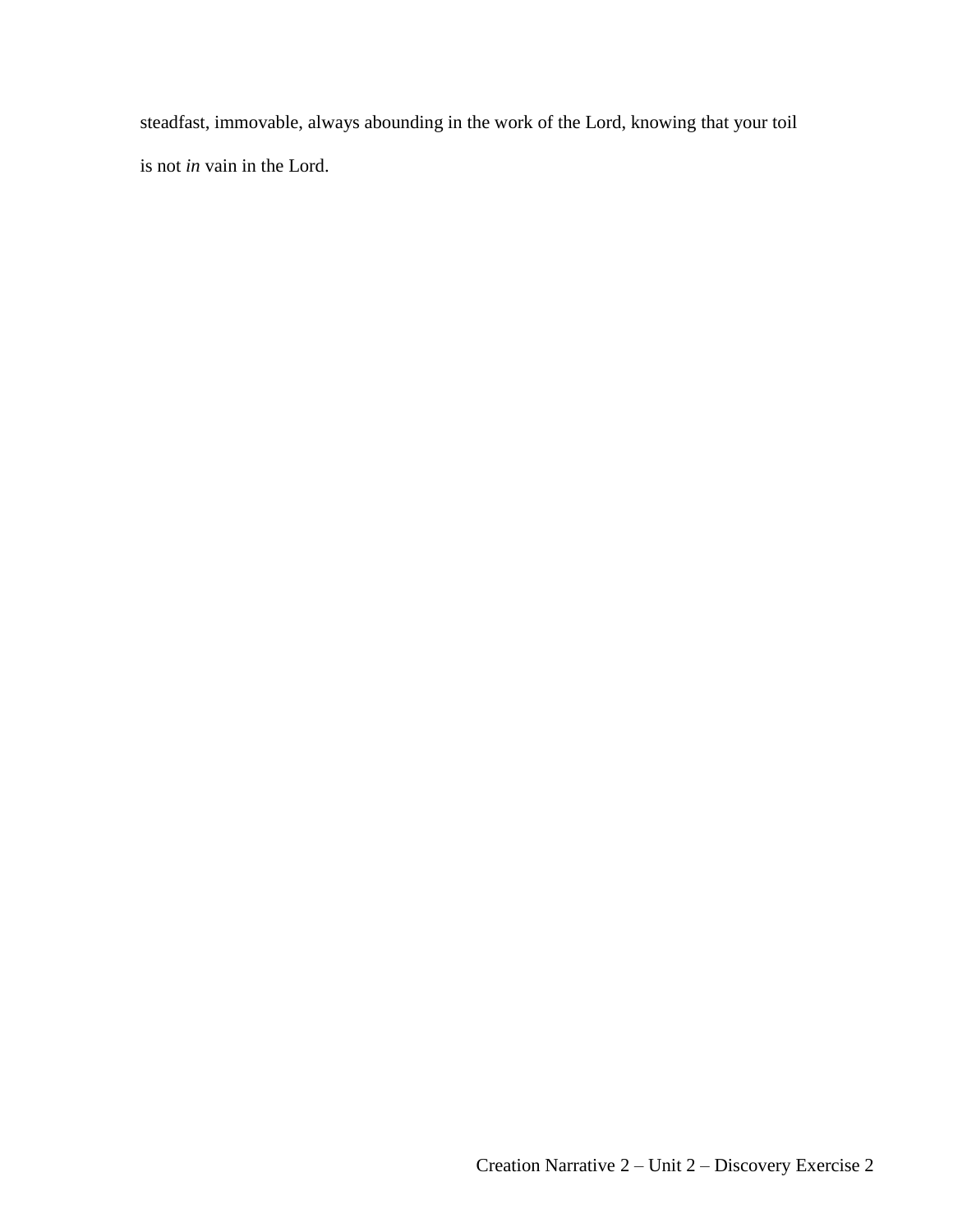steadfast, immovable, always abounding in the work of the Lord, knowing that your toil is not *in* vain in the Lord.